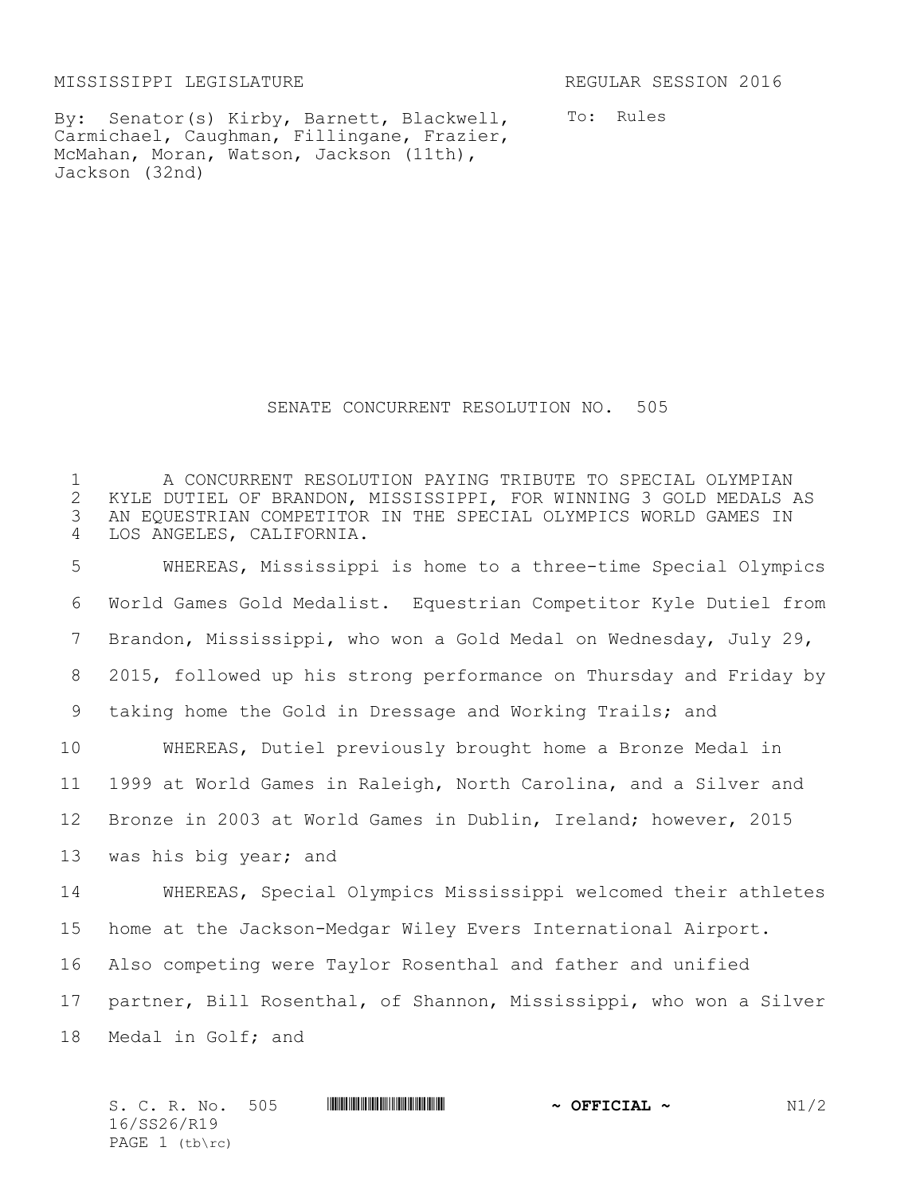MISSISSIPPI LEGISLATURE

REGULAR SESSION 2016

By: Senator(s) Kirby, Barnett, Blackwell, Carmichael, Caughman, Fillingane, Frazier, McMahan, Moran, Watson, Jackson (11th), Jackson (32nd)

To: Rules

# SENATE CONCURRENT RESOLUTION NO. 505

A CONCURRENT RESOLUTION PAYING TRIBUTE TO SPECIAL OLYMPIAN KYLE DUTIEL OF BRANDON, MISSISSIPPI, FOR WINNING 3 GOLD MEDALS AS AN EQUESTRIAN COMPETITOR IN THE SPECIAL OLYMPICS WORLD GAMES IN LOS ANGELES, CALIFORNIA.

WHEREAS, Mississippi is home to a three-time Special Olympics World Games Gold Medalist. Equestrian Competitor Kyle Dutiel from Brandon, Mississippi, who won a Gold Medal on Wednesday, July 29, 2015, followed up his strong performance on Thursday and Friday by taking home the Gold in Dressage and Working Trails; and

WHEREAS, Dutiel previously brought home a Bronze Medal in 1999 at World Games in Raleigh, North Carolina, and a Silver and Bronze in 2003 at World Games in Dublin, Ireland; however, 2015 was his big year; and

WHEREAS, Special Olympics Mississippi welcomed their athletes home at the Jackson-Medgar Wiley Evers International Airport. Also competing were Taylor Rosenthal and father and unified partner, Bill Rosenthal, of Shannon, Mississippi, who won a Silver Medal in Golf; and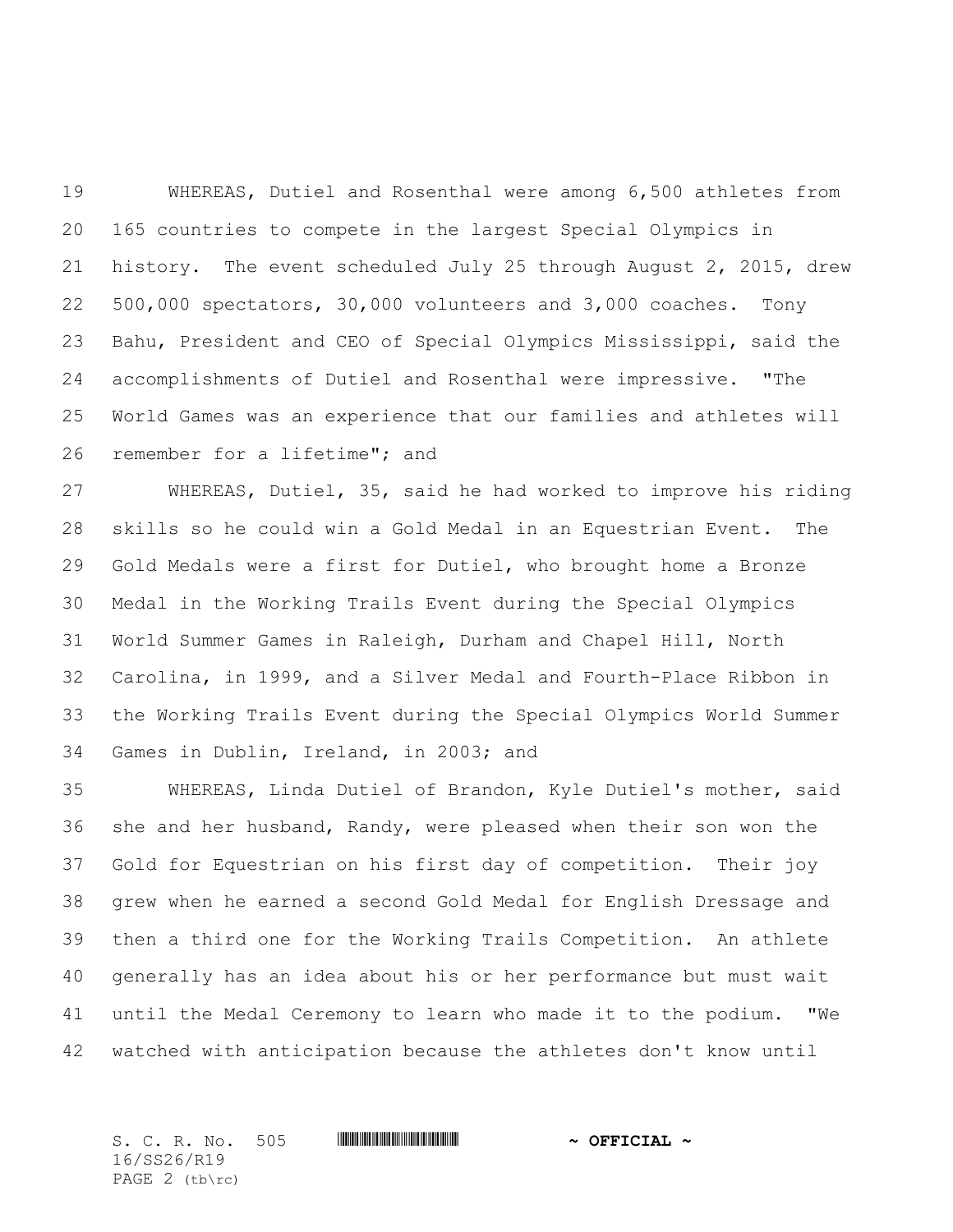WHEREAS, Dutiel and Rosenthal were among 6,500 athletes from 165 countries to compete in the largest Special Olympics in history. The event scheduled July 25 through August 2, 2015, drew 500,000 spectators, 30,000 volunteers and 3,000 coaches. Tony Bahu, President and CEO of Special Olympics Mississippi, said the accomplishments of Dutiel and Rosenthal were impressive. "The World Games was an experience that our families and athletes will remember for a lifetime"; and

WHEREAS, Dutiel, 35, said he had worked to improve his riding skills so he could win a Gold Medal in an Equestrian Event. The Gold Medals were a first for Dutiel, who brought home a Bronze Medal in the Working Trails Event during the Special Olympics World Summer Games in Raleigh, Durham and Chapel Hill, North Carolina, in 1999, and a Silver Medal and Fourth-Place Ribbon in the Working Trails Event during the Special Olympics World Summer Games in Dublin, Ireland, in 2003; and

WHEREAS, Linda Dutiel of Brandon, Kyle Dutiel's mother, said she and her husband, Randy, were pleased when their son won the Gold for Equestrian on his first day of competition. Their joy grew when he earned a second Gold Medal for English Dressage and then a third one for the Working Trails Competition. An athlete generally has an idea about his or her performance but must wait until the Medal Ceremony to learn who made it to the podium. "We watched with anticipation because the athletes don't know until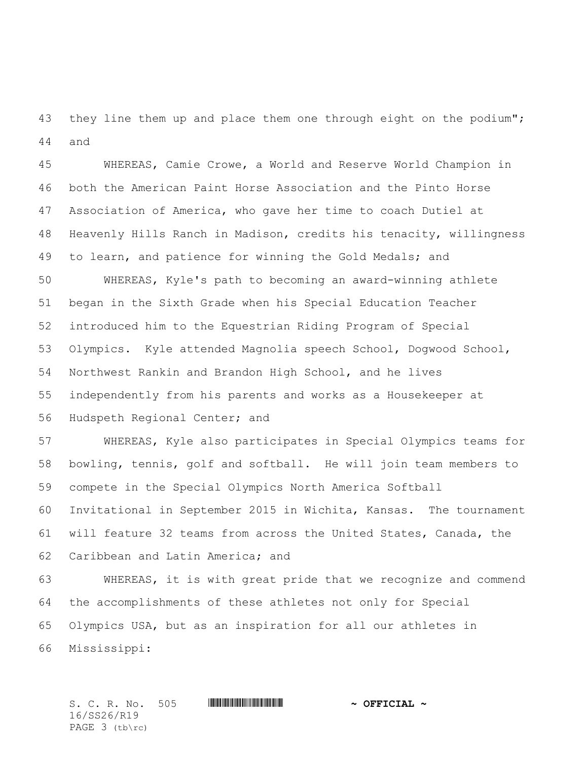they line them up and place them one through eight on the podium"; and

WHEREAS, Camie Crowe, a World and Reserve World Champion in both the American Paint Horse Association and the Pinto Horse Association of America, who gave her time to coach Dutiel at Heavenly Hills Ranch in Madison, credits his tenacity, willingness to learn, and patience for winning the Gold Medals; and

WHEREAS, Kyle's path to becoming an award-winning athlete began in the Sixth Grade when his Special Education Teacher introduced him to the Equestrian Riding Program of Special Olympics. Kyle attended Magnolia speech School, Dogwood School, Northwest Rankin and Brandon High School, and he lives independently from his parents and works as a Housekeeper at Hudspeth Regional Center; and

WHEREAS, Kyle also participates in Special Olympics teams for bowling, tennis, golf and softball. He will join team members to compete in the Special Olympics North America Softball Invitational in September 2015 in Wichita, Kansas. The tournament will feature 32 teams from across the United States, Canada, the Caribbean and Latin America; and

WHEREAS, it is with great pride that we recognize and commend the accomplishments of these athletes not only for Special Olympics USA, but as an inspiration for all our athletes in Mississippi: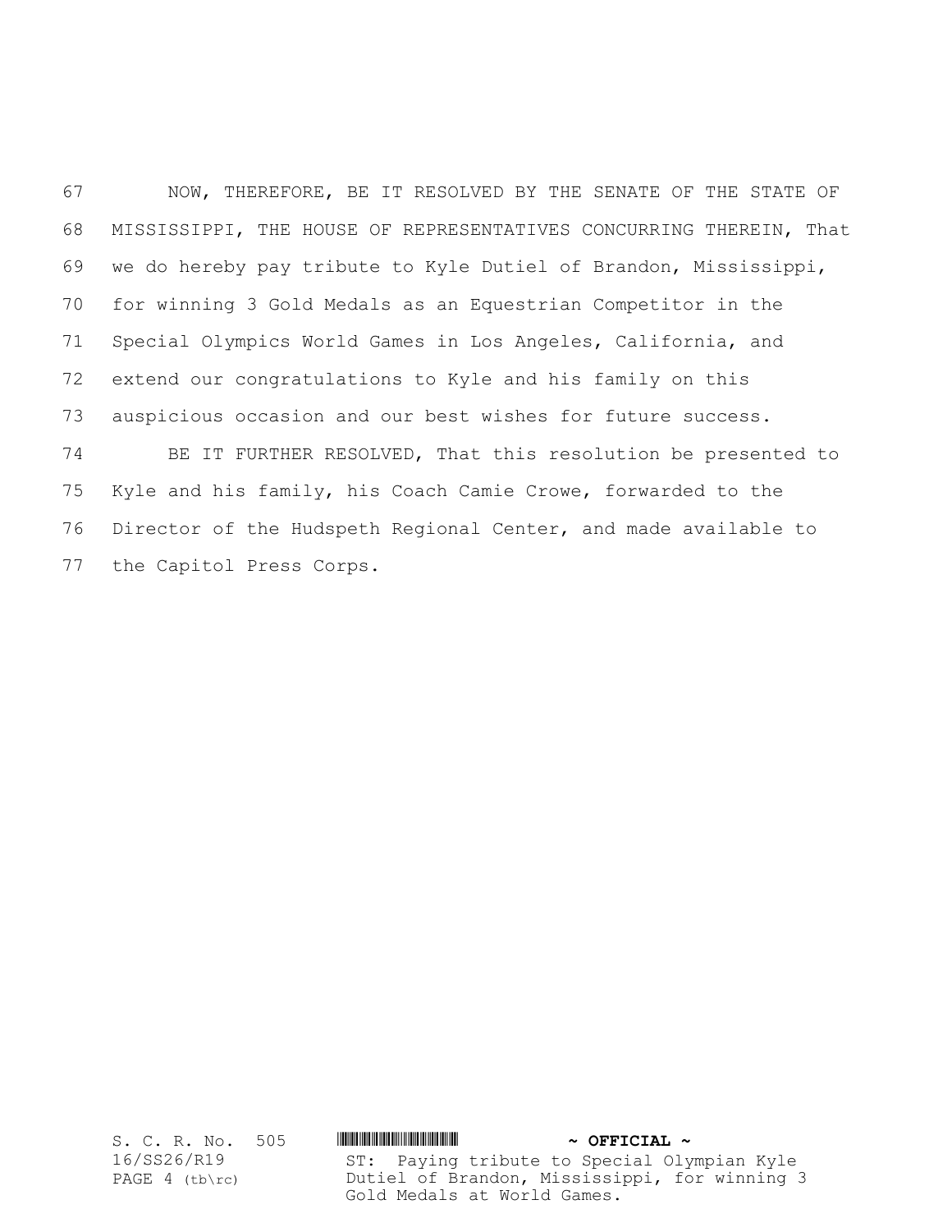NOW, THEREFORE, BE IT RESOLVED BY THE SENATE OF THE STATE OF MISSISSIPPI, THE HOUSE OF REPRESENTATIVES CONCURRING THEREIN, That we do hereby pay tribute to Kyle Dutiel of Brandon, Mississippi, for winning 3 Gold Medals as an Equestrian Competitor in the Special Olympics World Games in Los Angeles, California, and extend our congratulations to Kyle and his family on this auspicious occasion and our best wishes for future success.

BE IT FURTHER RESOLVED, That this resolution be presented to Kyle and his family, his Coach Camie Crowe, forwarded to the Director of the Hudspeth Regional Center, and made available to the Capitol Press Corps.